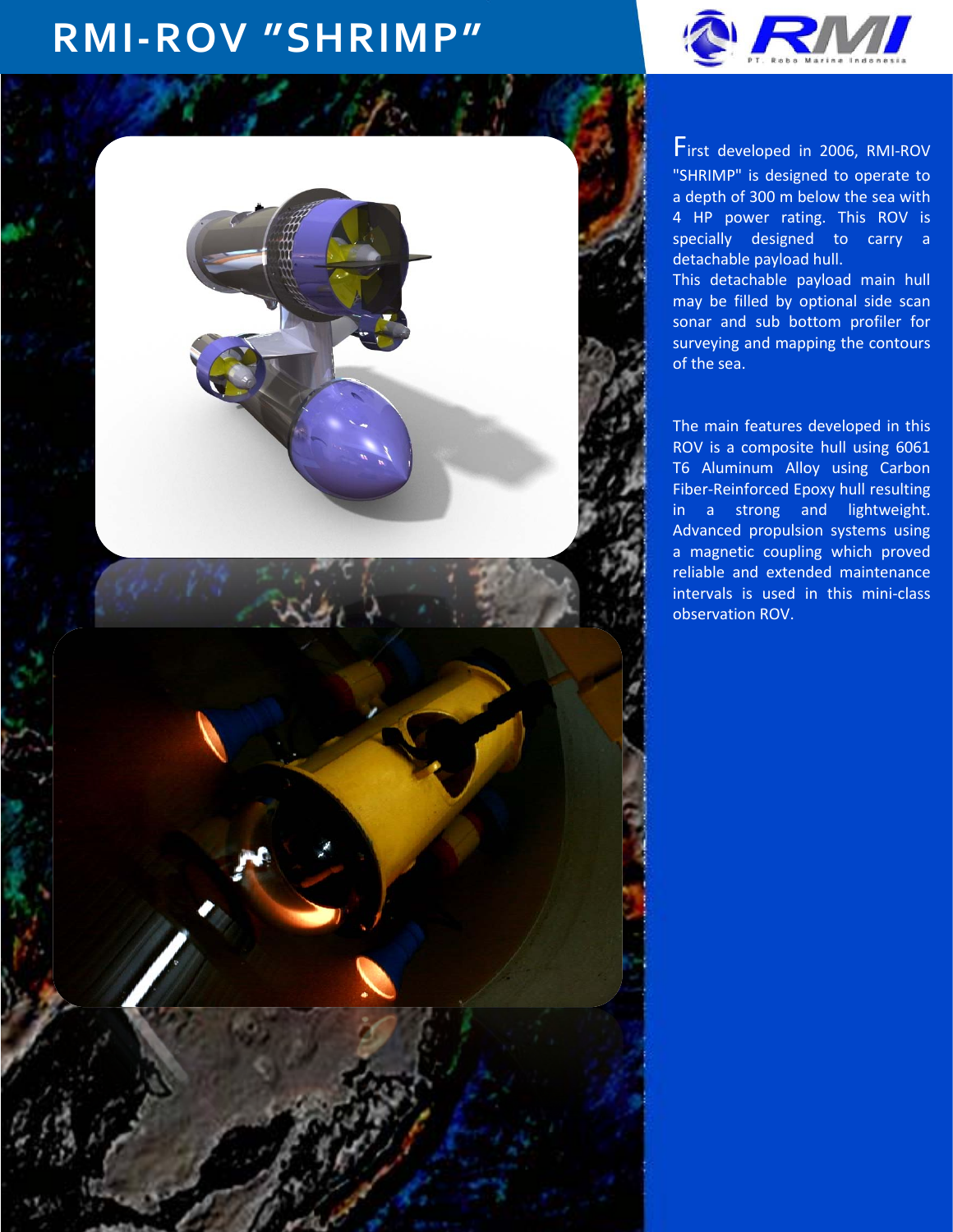# RMI-ROV "SHRIMP"

First developed in 2006, RMI-ROV "SHRIMP" is designed to operate to a depth of 300 m below the sea with 4 HP power rating. This ROV is specially designed to carry a detachable payload hull.
This detachable payload main hull may be filled by optional side scan sonar and sub bottom profiler for surveying and mapping the contours of the sea.

The main features developed in this ROV is a composite hull using 6061 T6 Aluminum Alloy using Carbon Fiber-Reinforced Epoxy hull resulting in a strong and lightweight. Advanced propulsion systems using a magnetic coupling which proved reliable and extended maintenance intervals is used in this mini-class observation ROV.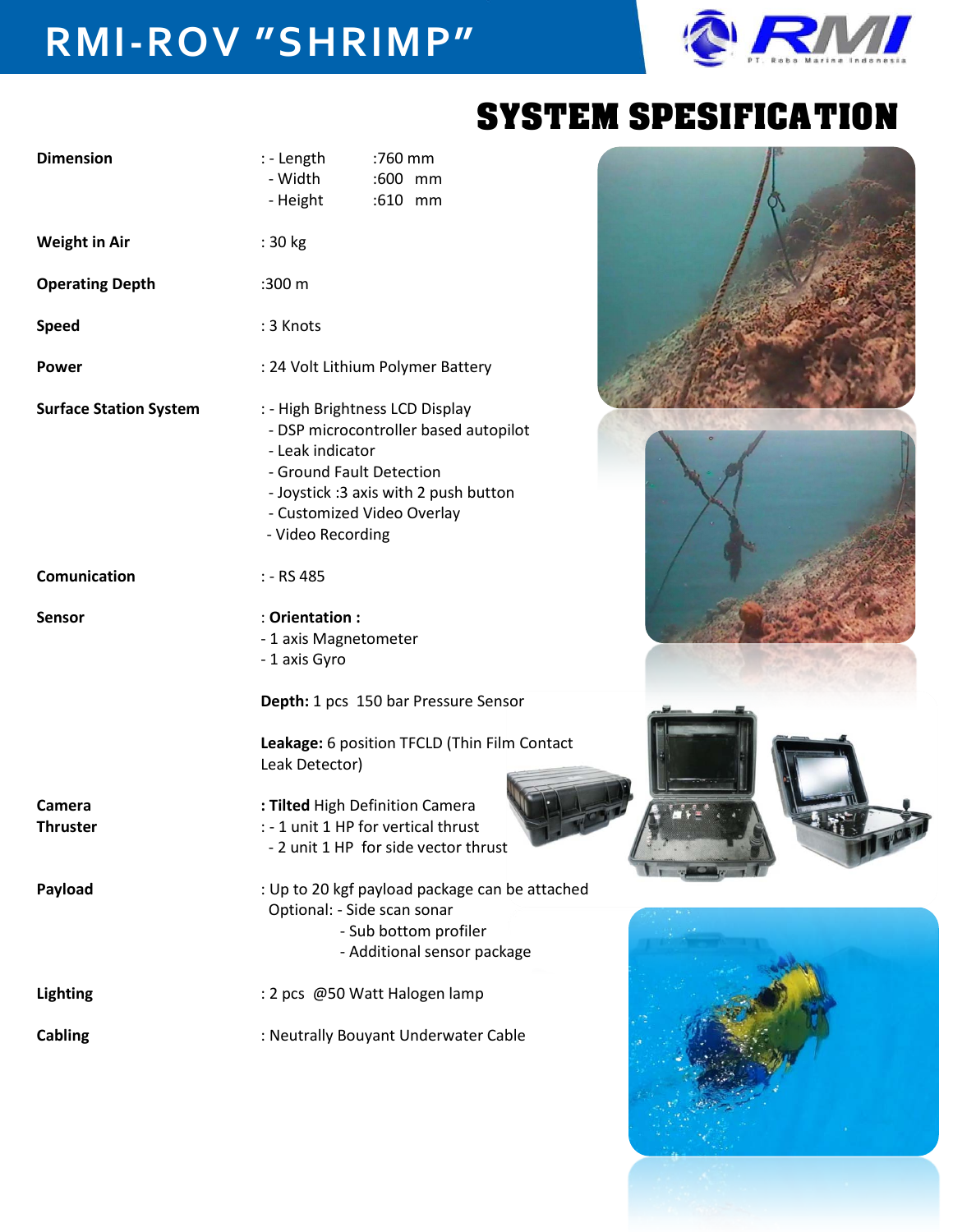# RMI-ROV "SHRIMP"

## SYSTEM SPESIFICATION

**Dimension** : - Length :760 mm
- Width :600 mm
- Height :610 mm

**Weight in Air** : 30 kg

**Operating Depth** :300 m

**Speed** : 3 Knots

**Power** : 24 Volt Lithium Polymer Battery

**Surface Station System** :
- High Brightness LCD Display
- DSP microcontroller based autopilot
- Leak indicator
- Ground Fault Detection
- Joystick :3 axis with 2 push button
- Customized Video Overlay
- Video Recording

**Comunication** : - RS 485

**Sensor** : **Orientation :**
- 1 axis Magnetometer
- 1 axis Gyro

**Depth:** 1 pcs 150 bar Pressure Sensor

**Leakage:** 6 position TFCLD (Thin Film Contact Leak Detector)

**Camera** **: Tilted** High Definition Camera

**Thruster** :
- 1 unit 1 HP for vertical thrust
- 2 unit 1 HP for side vector thrust

**Payload** : Up to 20 kgf payload package can be attached
Optional:
- Side scan sonar
- Sub bottom profiler
- Additional sensor package

**Lighting** : 2 pcs @50 Watt Halogen lamp

**Cabling** : Neutrally Bouyant Underwater Cable